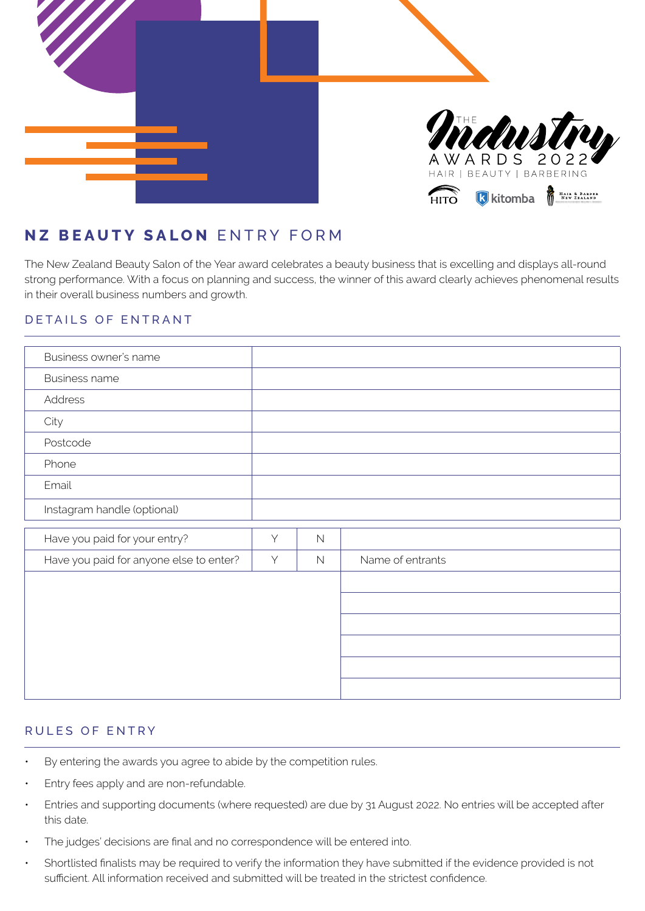THE Industry AWARDS 2022

HAIR | BEAUTY | BARBERING

HITO kitomba HAIR & BARBER NEW ZEALAND

# **NZ BEAUTY SALON** ENTRY FORM

The New Zealand Beauty Salon of the Year award celebrates a beauty business that is excelling and displays all-round strong performance. With a focus on planning and success, the winner of this award clearly achieves phenomenal results in their overall business numbers and growth.

## DETAILS OF ENTRANT

| | |
|---|---|
| Business owner's name | |
| Business name | |
| Address | |
| City | |
| Postcode | |
| Phone | |
| Email | |
| Instagram handle (optional) | |

| | | | |
|---|---|---|---|
| Have you paid for your entry? | Y | N | |
| Have you paid for anyone else to enter? | Y | N | Name of entrants |
| | | | |
| | | | |
| | | | |
| | | | |
| | | | |
| | | | |

## RULES OF ENTRY

- By entering the awards you agree to abide by the competition rules.
- Entry fees apply and are non-refundable.
- Entries and supporting documents (where requested) are due by 31 August 2022. No entries will be accepted after this date.
- The judges' decisions are final and no correspondence will be entered into.
- Shortlisted finalists may be required to verify the information they have submitted if the evidence provided is not sufficient. All information received and submitted will be treated in the strictest confidence.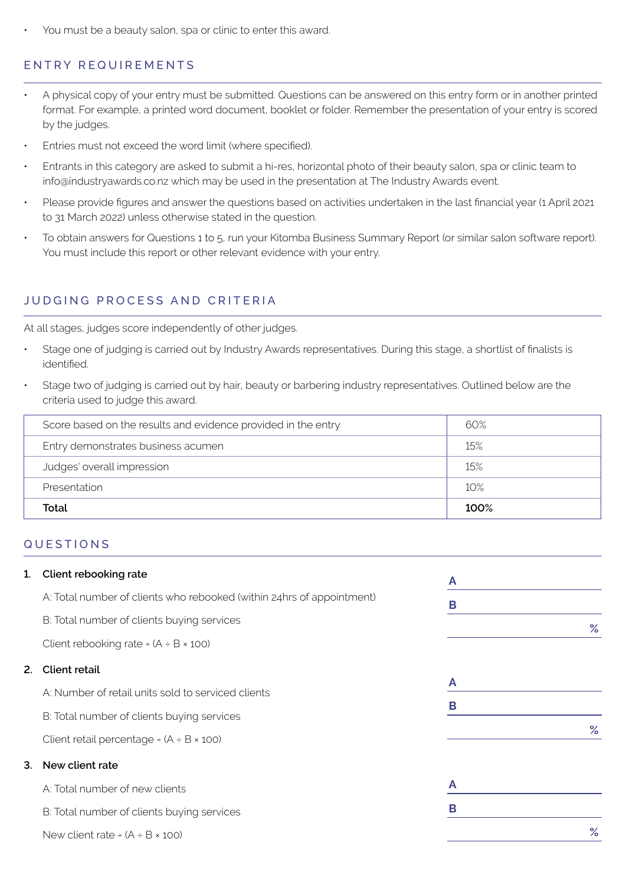- You must be a beauty salon, spa or clinic to enter this award.

## ENTRY REQUIREMENTS

- A physical copy of your entry must be submitted. Questions can be answered on this entry form or in another printed format. For example, a printed word document, booklet or folder. Remember the presentation of your entry is scored by the judges.
- Entries must not exceed the word limit (where specified).
- Entrants in this category are asked to submit a hi-res, horizontal photo of their beauty salon, spa or clinic team to info@industryawards.co.nz which may be used in the presentation at The Industry Awards event.
- Please provide figures and answer the questions based on activities undertaken in the last financial year (1 April 2021 to 31 March 2022) unless otherwise stated in the question.
- To obtain answers for Questions 1 to 5, run your Kitomba Business Summary Report (or similar salon software report). You must include this report or other relevant evidence with your entry.

## JUDGING PROCESS AND CRITERIA

At all stages, judges score independently of other judges.

- Stage one of judging is carried out by Industry Awards representatives. During this stage, a shortlist of finalists is identified.
- Stage two of judging is carried out by hair, beauty or barbering industry representatives. Outlined below are the criteria used to judge this award.

| | |
|---|---|
| Score based on the results and evidence provided in the entry | 60% |
| Entry demonstrates business acumen | 15% |
| Judges' overall impression | 15% |
| Presentation | 10% |
| **Total** | **100%** |

## QUESTIONS

1. **Client rebooking rate**

   A: Total number of clients who rebooked (within 24hrs of appointment)

   B: Total number of clients buying services

   Client rebooking rate = (A ÷ B × 100)

   **A** ______
   **B** ______
   ______ %

2. **Client retail**

   A: Number of retail units sold to serviced clients

   B: Total number of clients buying services

   Client retail percentage = (A ÷ B × 100)

   **A** ______
   **B** ______
   ______ %

3. **New client rate**

   A: Total number of new clients

   B: Total number of clients buying services

   New client rate = (A ÷ B × 100)

   **A** ______
   **B** ______
   ______ %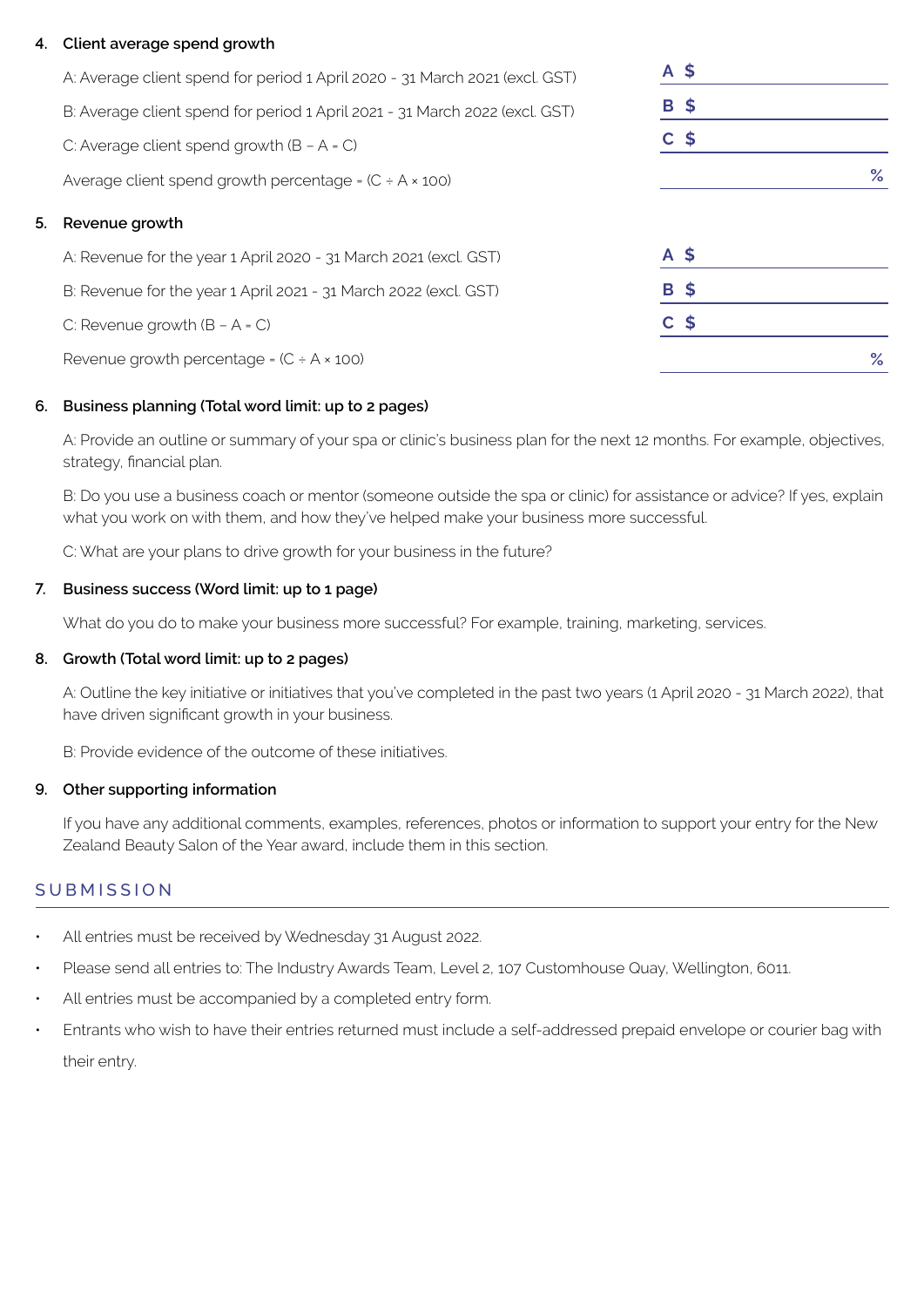4. **Client average spend growth**

| | |
|---|---|
| A: Average client spend for period 1 April 2020 - 31 March 2021 (excl. GST) | A $ |
| B: Average client spend for period 1 April 2021 - 31 March 2022 (excl. GST) | B $ |
| C: Average client spend growth (B – A = C) | C $ |
| Average client spend growth percentage = (C ÷ A × 100) | % |

5. **Revenue growth**

| | |
|---|---|
| A: Revenue for the year 1 April 2020 - 31 March 2021 (excl. GST) | A $ |
| B: Revenue for the year 1 April 2021 - 31 March 2022 (excl. GST) | B $ |
| C: Revenue growth (B – A = C) | C $ |
| Revenue growth percentage = (C ÷ A × 100) | % |

6. **Business planning (Total word limit: up to 2 pages)**

   A: Provide an outline or summary of your spa or clinic's business plan for the next 12 months. For example, objectives, strategy, financial plan.

   B: Do you use a business coach or mentor (someone outside the spa or clinic) for assistance or advice? If yes, explain what you work on with them, and how they've helped make your business more successful.

   C: What are your plans to drive growth for your business in the future?

7. **Business success (Word limit: up to 1 page)**

   What do you do to make your business more successful? For example, training, marketing, services.

8. **Growth (Total word limit: up to 2 pages)**

   A: Outline the key initiative or initiatives that you've completed in the past two years (1 April 2020 - 31 March 2022), that have driven significant growth in your business.

   B: Provide evidence of the outcome of these initiatives.

9. **Other supporting information**

   If you have any additional comments, examples, references, photos or information to support your entry for the New Zealand Beauty Salon of the Year award, include them in this section.

## SUBMISSION

- All entries must be received by Wednesday 31 August 2022.
- Please send all entries to: The Industry Awards Team, Level 2, 107 Customhouse Quay, Wellington, 6011.
- All entries must be accompanied by a completed entry form.
- Entrants who wish to have their entries returned must include a self-addressed prepaid envelope or courier bag with their entry.